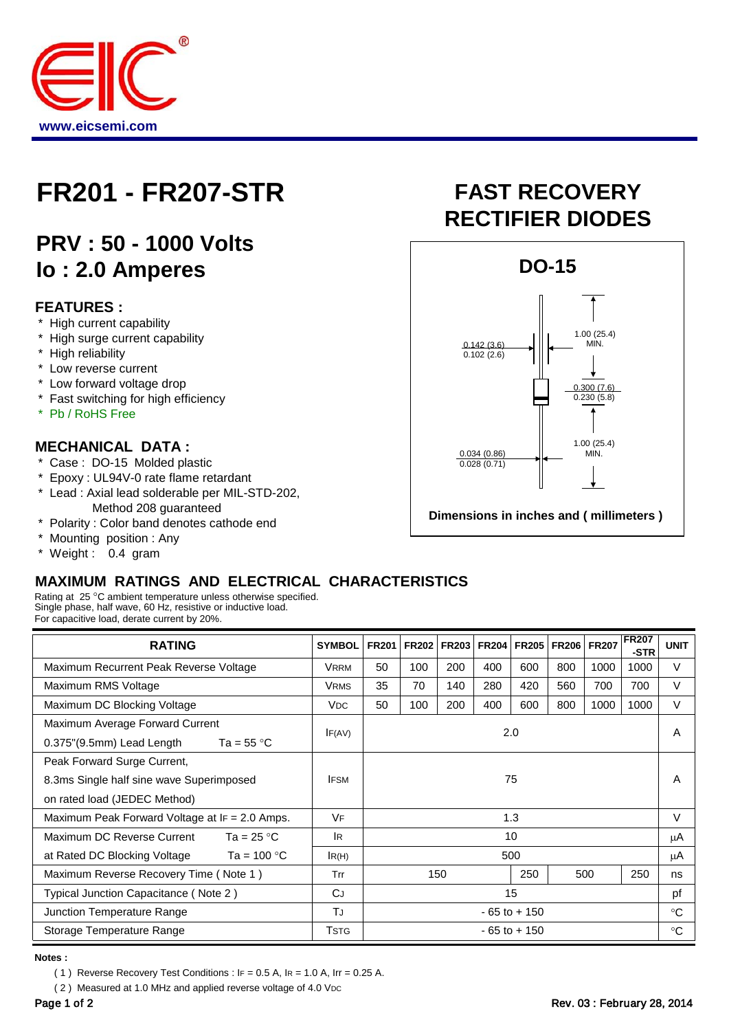# FR201 - FR207-STR

## FAST RECOVERY RECTIFIER DIODES

## PRV : 50 - 1000 Volts
## Io : 2.0 Amperes

### FEATURES :

- High current capability
- High surge current capability
- High reliability
- Low reverse current
- Low forward voltage drop
- Fast switching for high efficiency
- Pb / RoHS Free

### MECHANICAL DATA :

- Case : DO-15 Molded plastic
- Epoxy : UL94V-0 rate flame retardant
- Lead : Axial lead solderable per MIL-STD-202, Method 208 guaranteed
- Polarity : Color band denotes cathode end
- Mounting position : Any
- Weight : 0.4 gram

**DO-15**

0.142 (3.6)
0.102 (2.6)

1.00 (25.4) MIN.

0.300 (7.6)
0.230 (5.8)

0.034 (0.86)
0.028 (0.71)

1.00 (25.4) MIN.

Dimensions in inches and ( millimeters )

## MAXIMUM RATINGS AND ELECTRICAL CHARACTERISTICS

Rating at 25 °C ambient temperature unless otherwise specified.
Single phase, half wave, 60 Hz, resistive or inductive load.
For capacitive load, derate current by 20%.

| RATING | SYMBOL | FR201 | FR202 | FR203 | FR204 | FR205 | FR206 | FR207 | FR207-STR | UNIT |
|---|---|---|---|---|---|---|---|---|---|---|
| Maximum Recurrent Peak Reverse Voltage | $V_{RRM}$ | 50 | 100 | 200 | 400 | 600 | 800 | 1000 | 1000 | V |
| Maximum RMS Voltage | $V_{RMS}$ | 35 | 70 | 140 | 280 | 420 | 560 | 700 | 700 | V |
| Maximum DC Blocking Voltage | $V_{DC}$ | 50 | 100 | 200 | 400 | 600 | 800 | 1000 | 1000 | V |
| Maximum Average Forward Current 0.375"(9.5mm) Lead Length Ta = 55 °C | $I_{F(AV)}$ | 2.0 | | | | | | | | A |
| Peak Forward Surge Current, 8.3ms Single half sine wave Superimposed on rated load (JEDEC Method) | $I_{FSM}$ | 75 | | | | | | | | A |
| Maximum Peak Forward Voltage at $I_F$ = 2.0 Amps. | $V_F$ | 1.3 | | | | | | | | V |
| Maximum DC Reverse Current Ta = 25 °C | $I_R$ | 10 | | | | | | | | μA |
| at Rated DC Blocking Voltage Ta = 100 °C | $I_{R(H)}$ | 500 | | | | | | | | μA |
| Maximum Reverse Recovery Time ( Note 1 ) | Trr | 150 | | | | 250 | 500 | | 250 | ns |
| Typical Junction Capacitance ( Note 2 ) | $C_J$ | 15 | | | | | | | | pf |
| Junction Temperature Range | $T_J$ | - 65 to + 150 | | | | | | | | °C |
| Storage Temperature Range | $T_{STG}$ | - 65 to + 150 | | | | | | | | °C |

**Notes :**

( 1 ) Reverse Recovery Test Conditions : $I_F$ = 0.5 A, $I_R$ = 1.0 A, Irr = 0.25 A.

( 2 ) Measured at 1.0 MHz and applied reverse voltage of 4.0 $V_{DC}$

Rev. 03 : February 28, 2014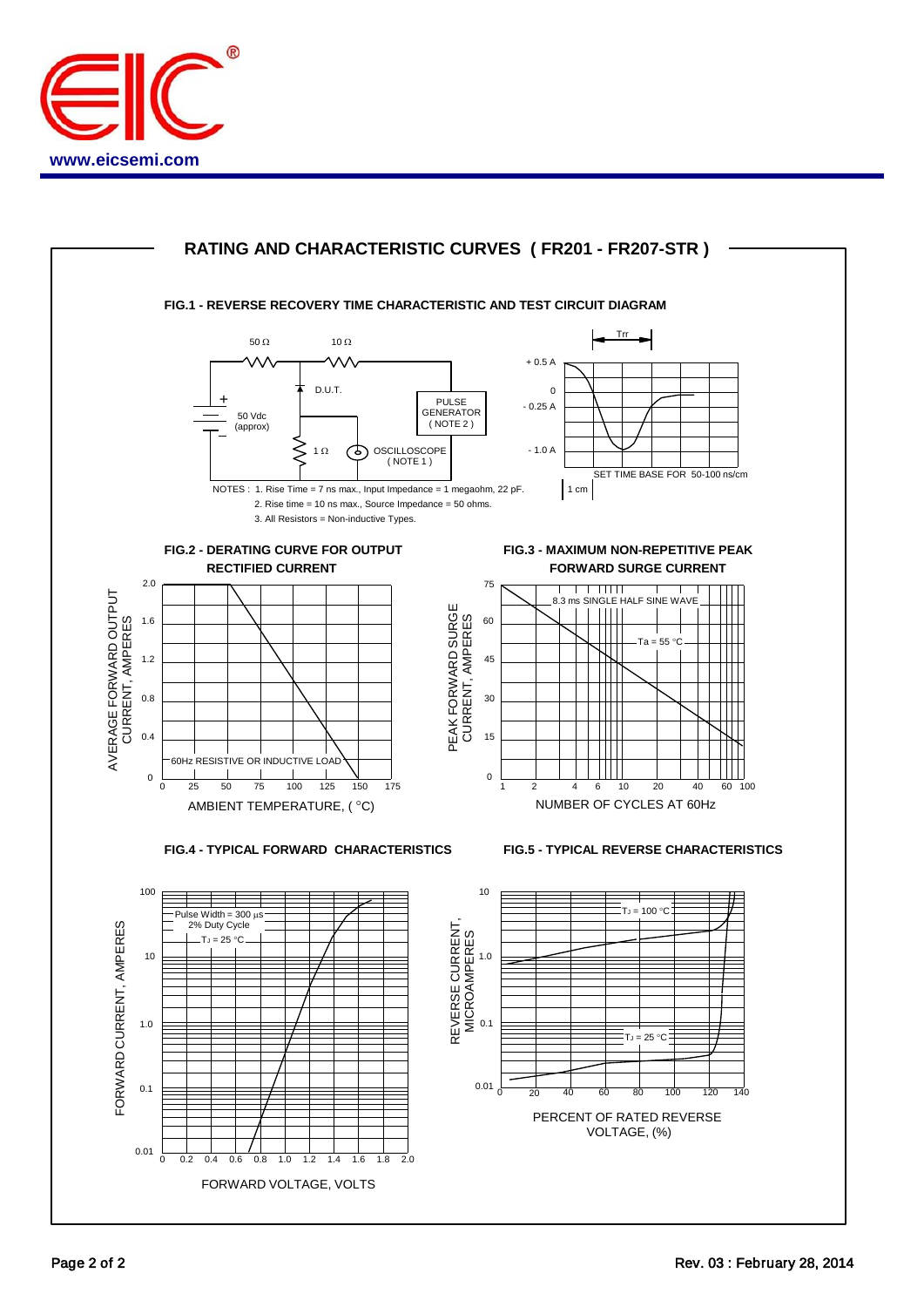## RATING AND CHARACTERISTIC CURVES ( FR201 - FR207-STR )

### FIG.1 - REVERSE RECOVERY TIME CHARACTERISTIC AND TEST CIRCUIT DIAGRAM

50 Ω
10 Ω
D.U.T.
+
50 Vdc
(approx)
PULSE GENERATOR ( NOTE 2 )
1 Ω
OSCILLOSCOPE ( NOTE 1 )

Trr
+ 0.5 A
0
- 0.25 A
- 1.0 A
SET TIME BASE FOR 50-100 ns/cm
1 cm

NOTES : 1. Rise Time = 7 ns max., Input Impedance = 1 megaohm, 22 pF.
2. Rise time = 10 ns max., Source Impedance = 50 ohms.
3. All Resistors = Non-inductive Types.

### FIG.2 - DERATING CURVE FOR OUTPUT RECTIFIED CURRENT

AVERAGE FORWARD OUTPUT CURRENT, AMPERES
2.0
1.6
1.2
0.8
0.4
0
60Hz RESISTIVE OR INDUCTIVE LOAD
0 25 50 75 100 125 150 175
AMBIENT TEMPERATURE, ( °C)

### FIG.3 - MAXIMUM NON-REPETITIVE PEAK FORWARD SURGE CURRENT

PEAK FORWARD SURGE CURRENT, AMPERES
75
60
45
30
15
0
8.3 ms SINGLE HALF SINE WAVE
Ta = 55 °C
1 2 4 6 10 20 40 60 100
NUMBER OF CYCLES AT 60Hz

### FIG.4 - TYPICAL FORWARD CHARACTERISTICS

FORWARD CURRENT, AMPERES
100
10
1.0
0.1
0.01
Pulse Width = 300 μs
2% Duty Cycle
$T_J$ = 25 °C
0 0.2 0.4 0.6 0.8 1.0 1.2 1.4 1.6 1.8 2.0
FORWARD VOLTAGE, VOLTS

### FIG.5 - TYPICAL REVERSE CHARACTERISTICS

REVERSE CURRENT, MICROAMPERES
10
1.0
0.1
0.01
$T_J$ = 100 °C
$T_J$ = 25 °C
0 20 40 60 80 100 120 140
PERCENT OF RATED REVERSE VOLTAGE, (%)